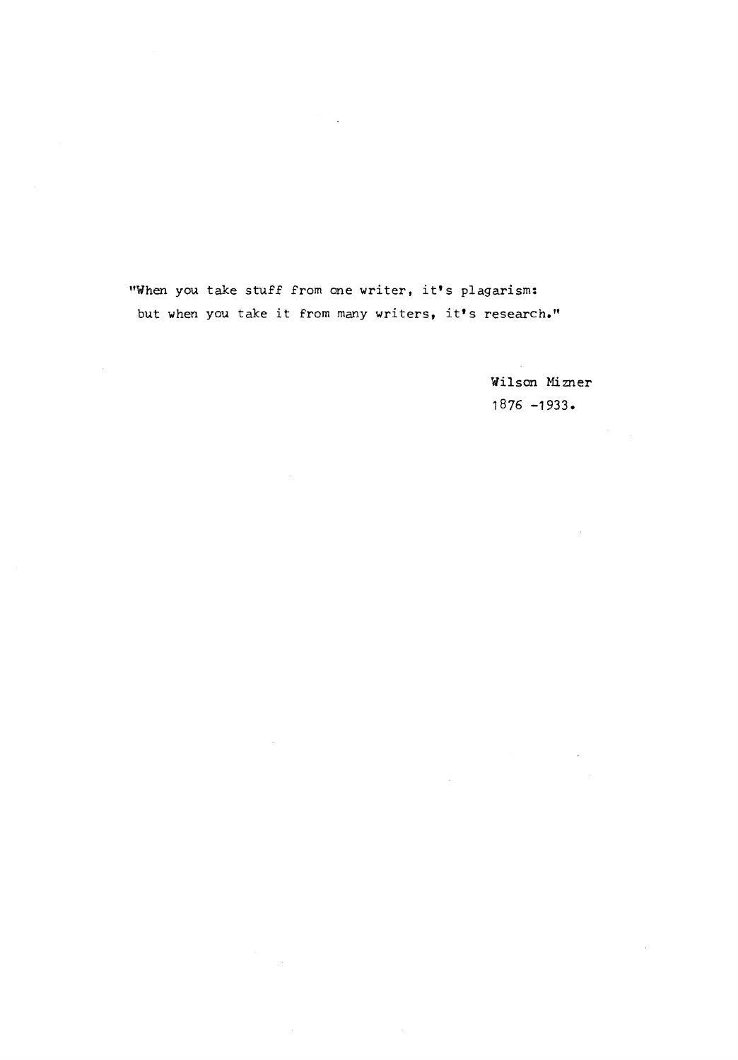"When you take stuff from one writer, it's plagarism:
but when you take it from many writers, it's research."

Wilson Mizner
1876 -1933.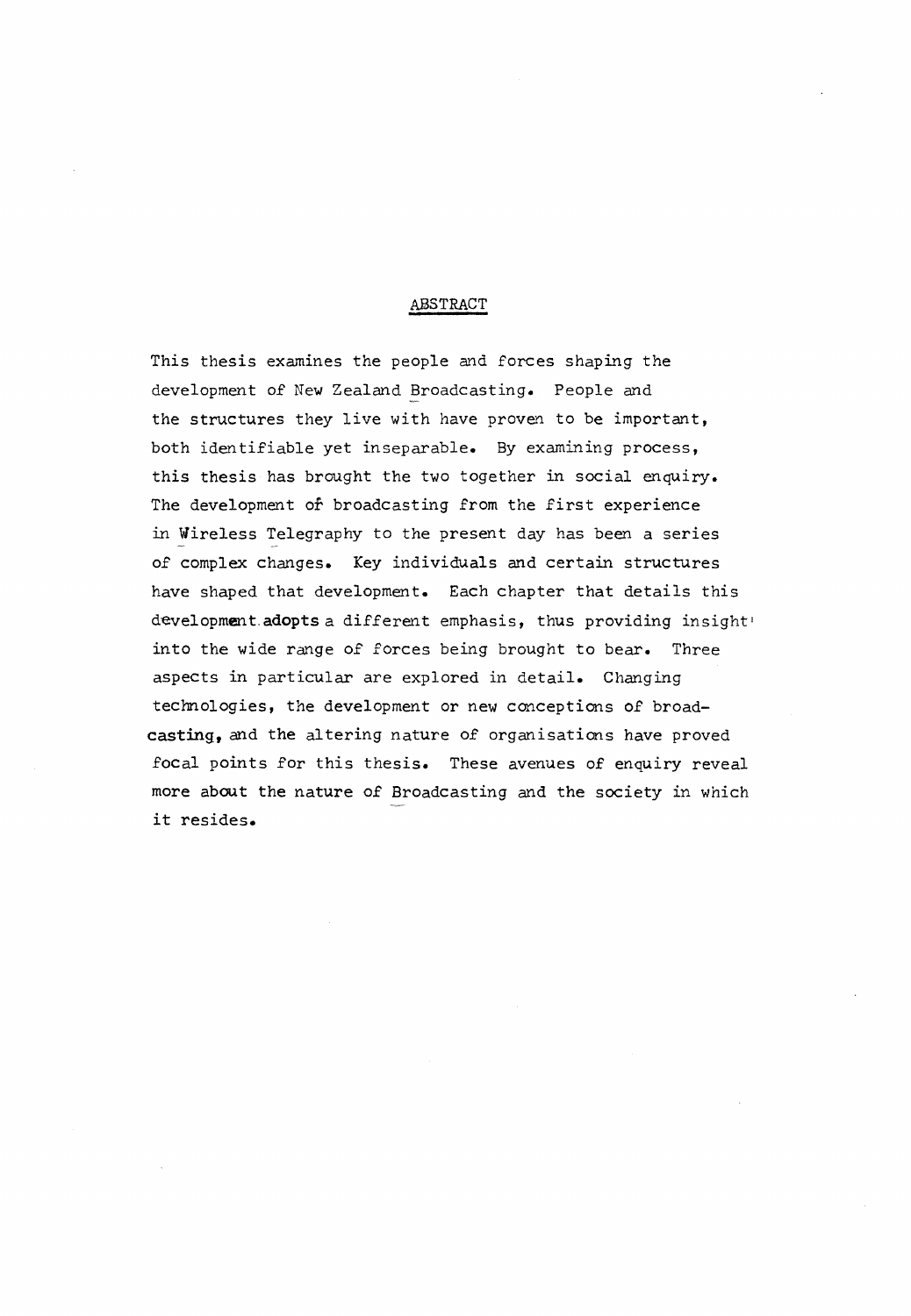## ABSTRACT

This thesis examines the people and forces shaping the development of New Zealand Broadcasting. People and the structures they live with have proven to be important, both identifiable yet inseparable. By examining process, this thesis has brought the two together in social enquiry. The development of broadcasting from the first experience in Wireless Telegraphy to the present day has been a series of complex changes. Key individuals and certain structures have shaped that development. Each chapter that details this development adopts a different emphasis, thus providing insight into the wide range of forces being brought to bear. Three aspects in particular are explored in detail. Changing technologies, the development or new conceptions of broadcasting, and the altering nature of organisations have proved focal points for this thesis. These avenues of enquiry reveal more about the nature of Broadcasting and the society in which it resides.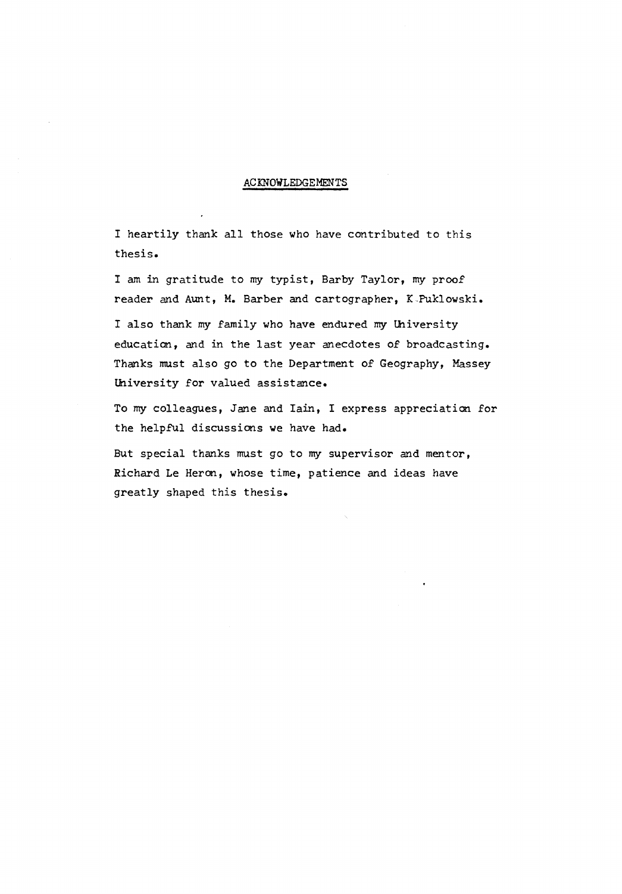# ACKNOWLEDGEMENTS

I heartily thank all those who have contributed to this thesis.

I am in gratitude to my typist, Barby Taylor, my proof reader and Aunt, M. Barber and cartographer, K Puklowski.

I also thank my family who have endured my University education, and in the last year anecdotes of broadcasting. Thanks must also go to the Department of Geography, Massey University for valued assistance.

To my colleagues, Jane and Iain, I express appreciation for the helpful discussions we have had.

But special thanks must go to my supervisor and mentor, Richard Le Heron, whose time, patience and ideas have greatly shaped this thesis.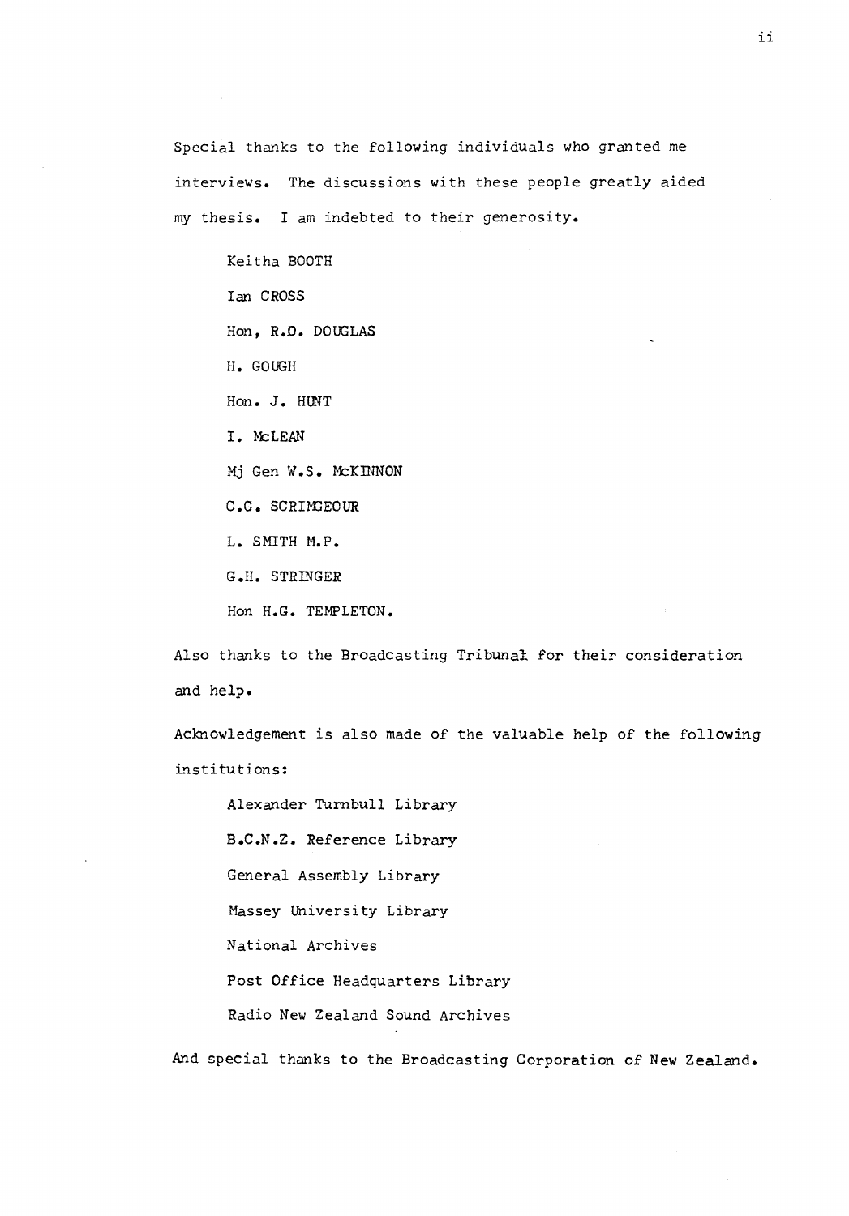Special thanks to the following individuals who granted me interviews. The discussions with these people greatly aided my thesis. I am indebted to their generosity.

Keitha BOOTH

Ian CROSS

Hon, R.O. DOUGLAS

H. GOUGH

Hon. J. HUNT

I. McLEAN

Mj Gen W.S. McKINNON

C.G. SCRIMGEOUR

L. SMITH M.P.

G.H. STRINGER

Hon H.G. TEMPLETON.

Also thanks to the Broadcasting Tribunal for their consideration and help.

Acknowledgement is also made of the valuable help of the following institutions:

Alexander Turnbull Library

B.C.N.Z. Reference Library

General Assembly Library

Massey University Library

National Archives

Post Office Headquarters Library

Radio New Zealand Sound Archives

And special thanks to the Broadcasting Corporation of New Zealand.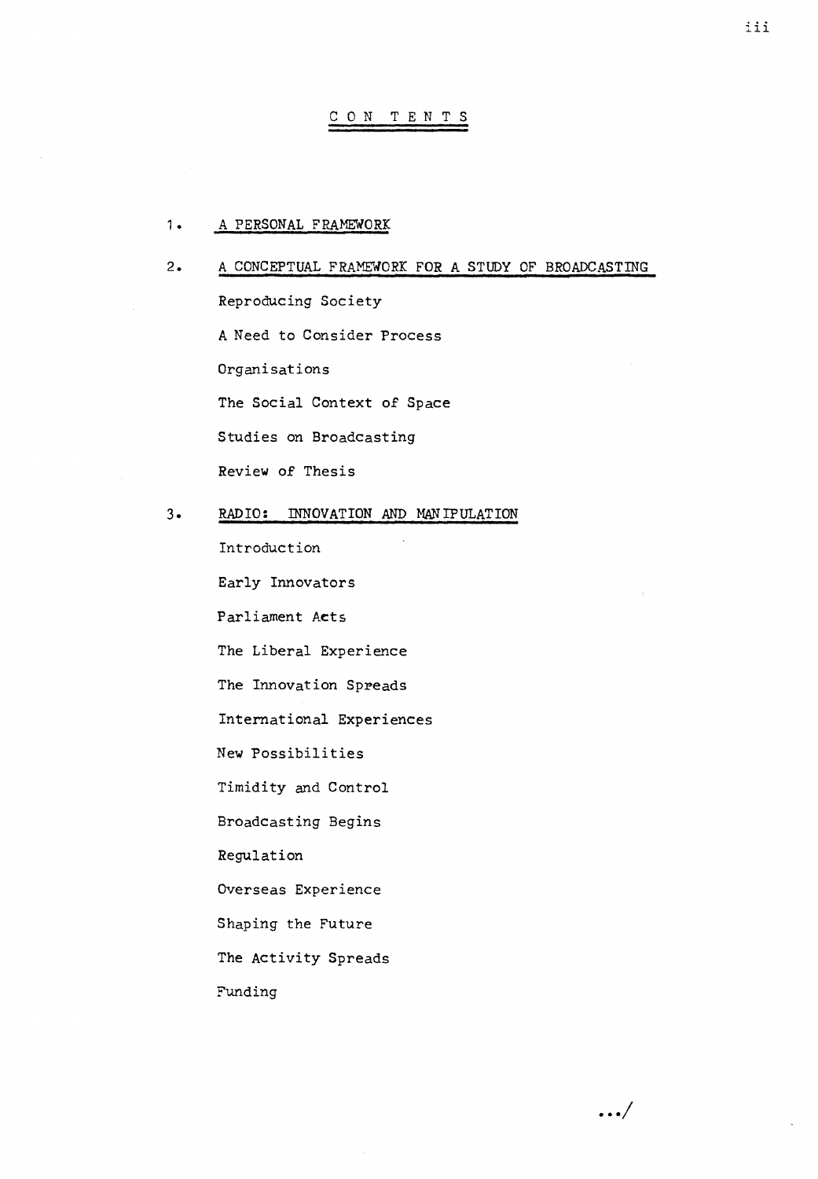# CONTENTS

1. A PERSONAL FRAMEWORK

2. A CONCEPTUAL FRAMEWORK FOR A STUDY OF BROADCASTING

   Reproducing Society

   A Need to Consider Process

   Organisations

   The Social Context of Space

   Studies on Broadcasting

   Review of Thesis

3. RADIO: INNOVATION AND MANIPULATION

   Introduction

   Early Innovators

   Parliament Acts

   The Liberal Experience

   The Innovation Spreads

   International Experiences

   New Possibilities

   Timidity and Control

   Broadcasting Begins

   Regulation

   Overseas Experience

   Shaping the Future

   The Activity Spreads

   Funding

.../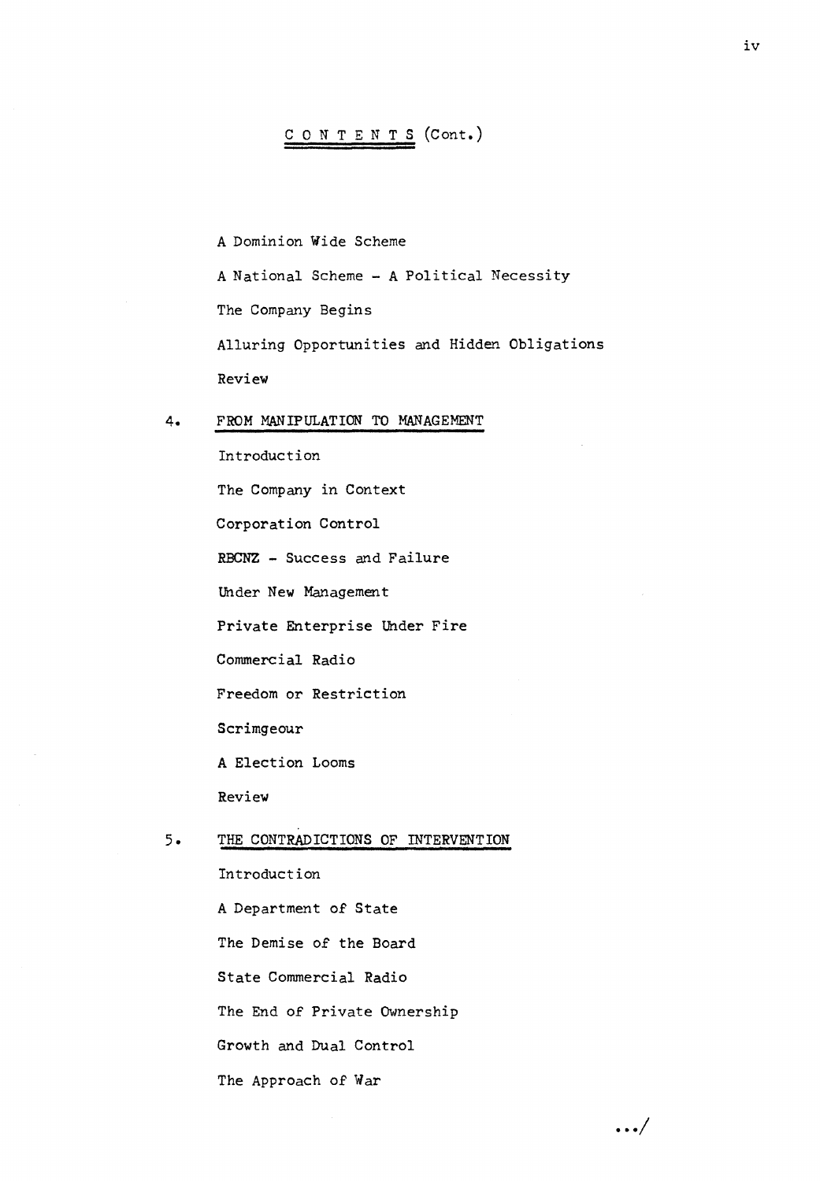## C O N T E N T S (Cont.)

A Dominion Wide Scheme

A National Scheme - A Political Necessity

The Company Begins

Alluring Opportunities and Hidden Obligations

Review

4. FROM MANIPULATION TO MANAGEMENT

Introduction

The Company in Context

Corporation Control

RBCNZ - Success and Failure

Under New Management

Private Enterprise Under Fire

Commercial Radio

Freedom or Restriction

Scrimgeour

A Election Looms

Review

5. THE CONTRADICTIONS OF INTERVENTION

Introduction

A Department of State

The Demise of the Board

State Commercial Radio

The End of Private Ownership

Growth and Dual Control

The Approach of War

.../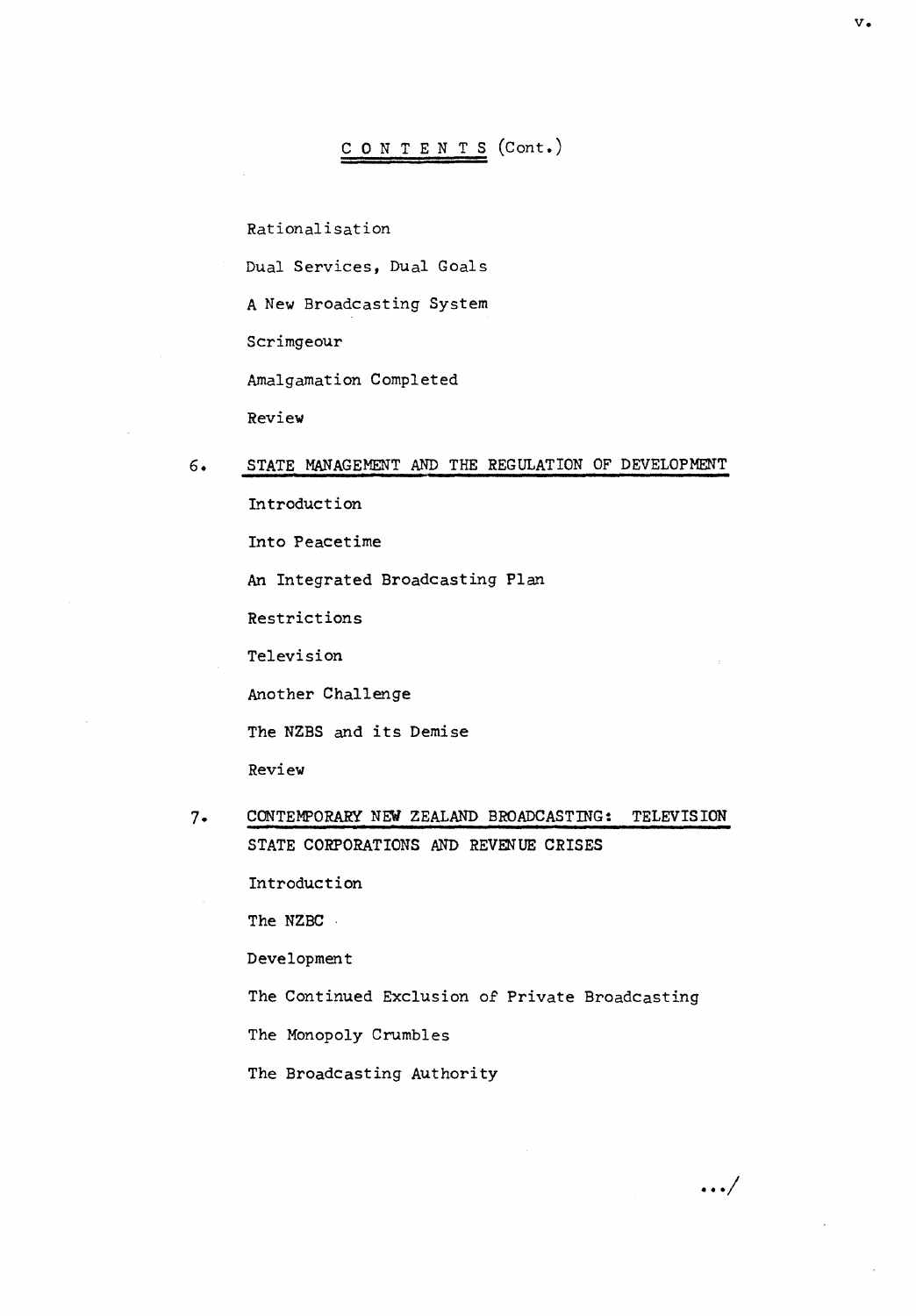# CONTENTS (Cont.)

Rationalisation

Dual Services, Dual Goals

A New Broadcasting System

Scrimgeour

Amalgamation Completed

Review

## 6. STATE MANAGEMENT AND THE REGULATION OF DEVELOPMENT

Introduction

Into Peacetime

An Integrated Broadcasting Plan

Restrictions

Television

Another Challenge

The NZBS and its Demise

Review

## 7. CONTEMPORARY NEW ZEALAND BROADCASTING: TELEVISION STATE CORPORATIONS AND REVENUE CRISES

Introduction

The NZBC

Development

The Continued Exclusion of Private Broadcasting

The Monopoly Crumbles

The Broadcasting Authority

.../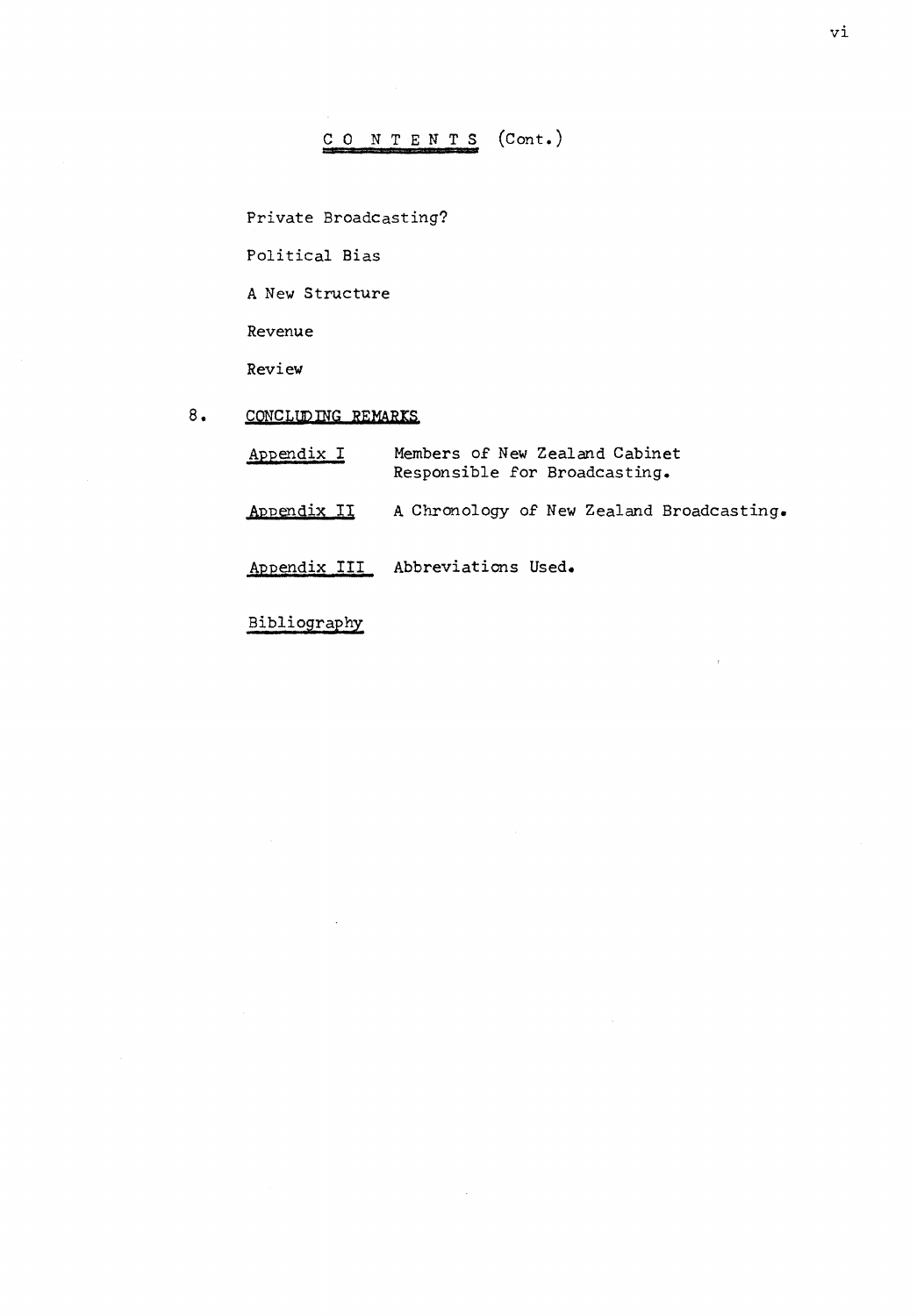## C O N T E N T S (Cont.)

Private Broadcasting?

Political Bias

A New Structure

Revenue

Review

8. CONCLUDING REMARKS

| | |
|---|---|
| Appendix I | Members of New Zealand Cabinet Responsible for Broadcasting. |
| Appendix II | A Chronology of New Zealand Broadcasting. |
| Appendix III | Abbreviations Used. |

Bibliography